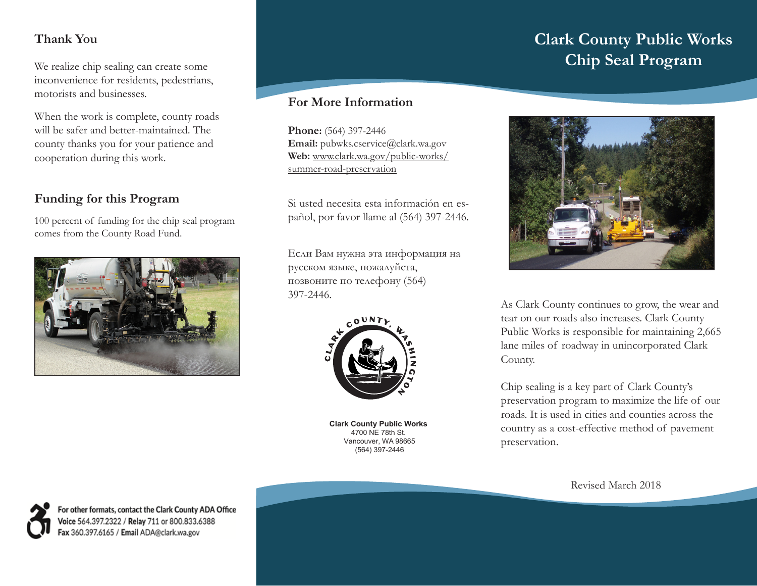# Clark County Public Works Chip Seal Program

As Clark County continues to grow, the wear and tear on our roads also increases. Clark County Public Works is responsible for maintaining 2,665 lane miles of roadway in unincorporated Clark County.

Chip sealing is a key part of Clark County's preservation program to maximize the life of our roads. It is used in cities and counties across the country as a cost-effective method of pavement preservation.

Revised March 2018

## Thank You

We realize chip sealing can create some inconvenience for residents, pedestrians, motorists and businesses.

When the work is complete, county roads will be safer and better-maintained. The county thanks you for your patience and cooperation during this work.

## Funding for this Program

100 percent of funding for the chip seal program comes from the County Road Fund.

**For other formats, contact the Clark County ADA Office**
**Voice** 564.397.2322 / **Relay** 711 or 800.833.6388
**Fax** 360.397.6165 / **Email** ADA@clark.wa.gov

## For More Information

**Phone:** (564) 397-2446
**Email:** pubwks.cservice@clark.wa.gov
**Web:** www.clark.wa.gov/public-works/summer-road-preservation

Si usted necesita esta información en español, por favor llame al (564) 397-2446.

Если Вам нужна эта информация на русском языке, пожалуйста, позвоните по телефону (564) 397-2446.

CLARK COUNTY, WASHINGTON

**Clark County Public Works**
4700 NE 78th St.
Vancouver, WA 98665
(564) 397-2446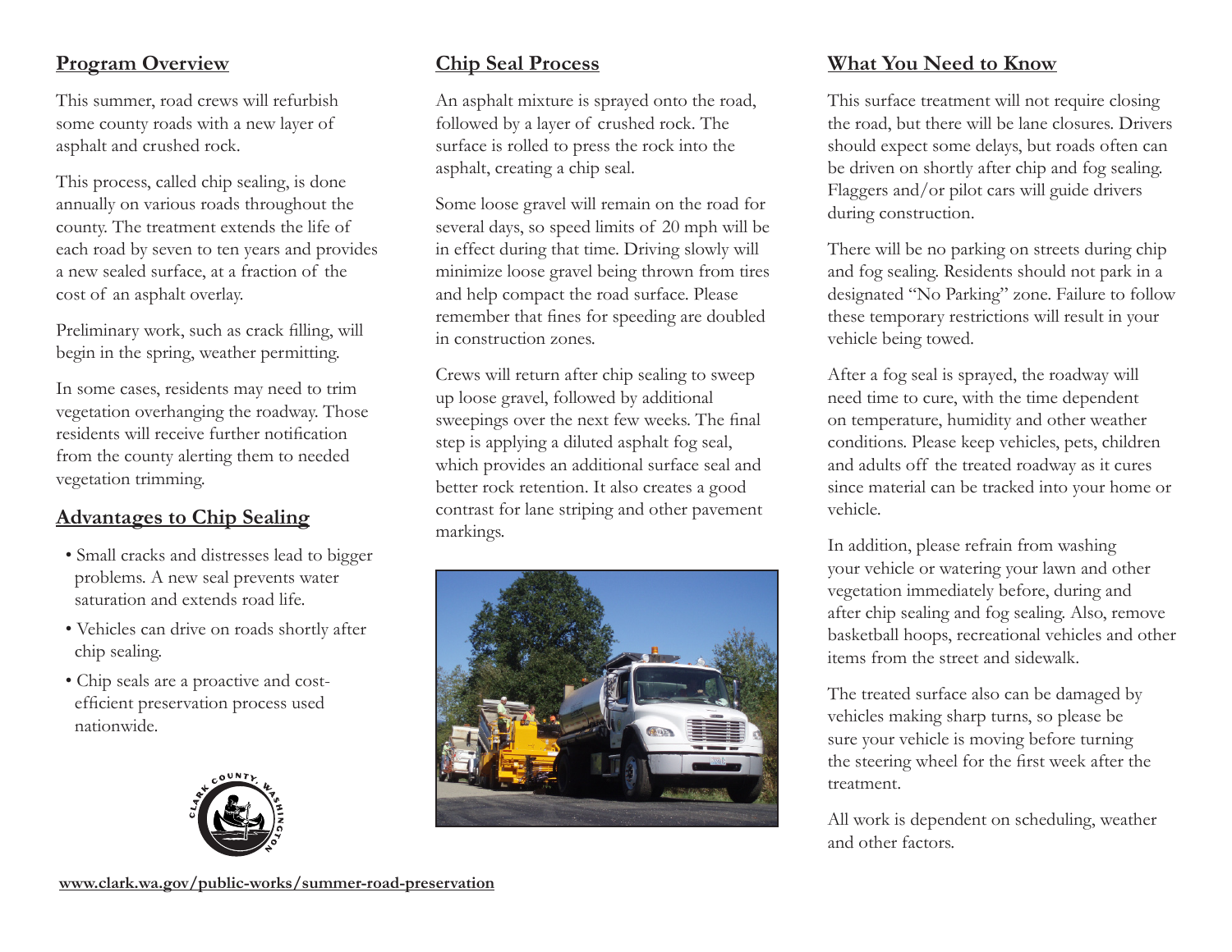## Program Overview

This summer, road crews will refurbish some county roads with a new layer of asphalt and crushed rock.

This process, called chip sealing, is done annually on various roads throughout the county. The treatment extends the life of each road by seven to ten years and provides a new sealed surface, at a fraction of the cost of an asphalt overlay.

Preliminary work, such as crack filling, will begin in the spring, weather permitting.

In some cases, residents may need to trim vegetation overhanging the roadway. Those residents will receive further notification from the county alerting them to needed vegetation trimming.

## Advantages to Chip Sealing

- Small cracks and distresses lead to bigger problems. A new seal prevents water saturation and extends road life.
- Vehicles can drive on roads shortly after chip sealing.
- Chip seals are a proactive and cost-efficient preservation process used nationwide.

## Chip Seal Process

An asphalt mixture is sprayed onto the road, followed by a layer of crushed rock. The surface is rolled to press the rock into the asphalt, creating a chip seal.

Some loose gravel will remain on the road for several days, so speed limits of 20 mph will be in effect during that time. Driving slowly will minimize loose gravel being thrown from tires and help compact the road surface. Please remember that fines for speeding are doubled in construction zones.

Crews will return after chip sealing to sweep up loose gravel, followed by additional sweepings over the next few weeks. The final step is applying a diluted asphalt fog seal, which provides an additional surface seal and better rock retention. It also creates a good contrast for lane striping and other pavement markings.

## What You Need to Know

This surface treatment will not require closing the road, but there will be lane closures. Drivers should expect some delays, but roads often can be driven on shortly after chip and fog sealing. Flaggers and/or pilot cars will guide drivers during construction.

There will be no parking on streets during chip and fog sealing. Residents should not park in a designated "No Parking" zone. Failure to follow these temporary restrictions will result in your vehicle being towed.

After a fog seal is sprayed, the roadway will need time to cure, with the time dependent on temperature, humidity and other weather conditions. Please keep vehicles, pets, children and adults off the treated roadway as it cures since material can be tracked into your home or vehicle.

In addition, please refrain from washing your vehicle or watering your lawn and other vegetation immediately before, during and after chip sealing and fog sealing. Also, remove basketball hoops, recreational vehicles and other items from the street and sidewalk.

The treated surface also can be damaged by vehicles making sharp turns, so please be sure your vehicle is moving before turning the steering wheel for the first week after the treatment.

All work is dependent on scheduling, weather and other factors.

www.clark.wa.gov/public-works/summer-road-preservation